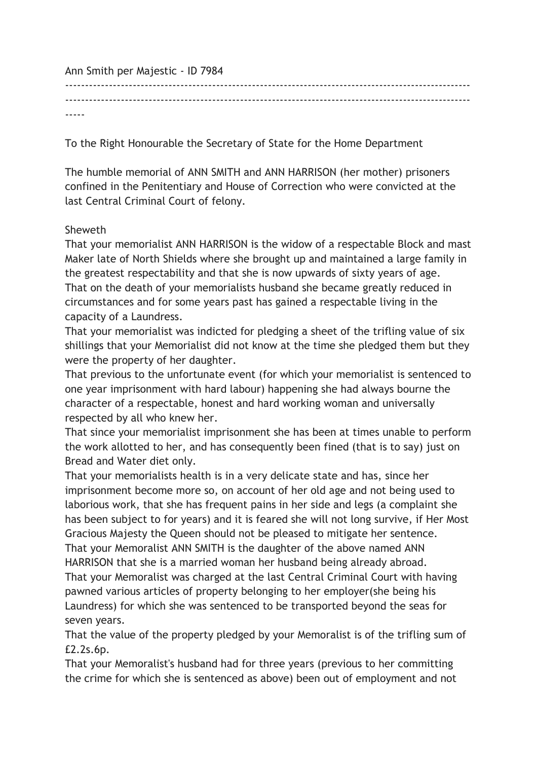Ann Smith per Majestic - ID 7984

---

To the Right Honourable the Secretary of State for the Home Department

The humble memorial of ANN SMITH and ANN HARRISON (her mother) prisoners confined in the Penitentiary and House of Correction who were convicted at the last Central Criminal Court of felony.

Sheweth

That your memorialist ANN HARRISON is the widow of a respectable Block and mast Maker late of North Shields where she brought up and maintained a large family in the greatest respectability and that she is now upwards of sixty years of age.
That on the death of your memorialists husband she became greatly reduced in circumstances and for some years past has gained a respectable living in the capacity of a Laundress.
That your memorialist was indicted for pledging a sheet of the trifling value of six shillings that your Memorialist did not know at the time she pledged them but they were the property of her daughter.
That previous to the unfortunate event (for which your memorialist is sentenced to one year imprisonment with hard labour) happening she had always bourne the character of a respectable, honest and hard working woman and universally respected by all who knew her.
That since your memorialist imprisonment she has been at times unable to perform the work allotted to her, and has consequently been fined (that is to say) just on Bread and Water diet only.
That your memorialists health is in a very delicate state and has, since her imprisonment become more so, on account of her old age and not being used to laborious work, that she has frequent pains in her side and legs (a complaint she has been subject to for years) and it is feared she will not long survive, if Her Most Gracious Majesty the Queen should not be pleased to mitigate her sentence.
That your Memoralist ANN SMITH is the daughter of the above named ANN HARRISON that she is a married woman her husband being already abroad.
That your Memoralist was charged at the last Central Criminal Court with having pawned various articles of property belonging to her employer(she being his Laundress) for which she was sentenced to be transported beyond the seas for seven years.
That the value of the property pledged by your Memoralist is of the trifling sum of £2.2s.6p.
That your Memoralist's husband had for three years (previous to her committing the crime for which she is sentenced as above) been out of employment and not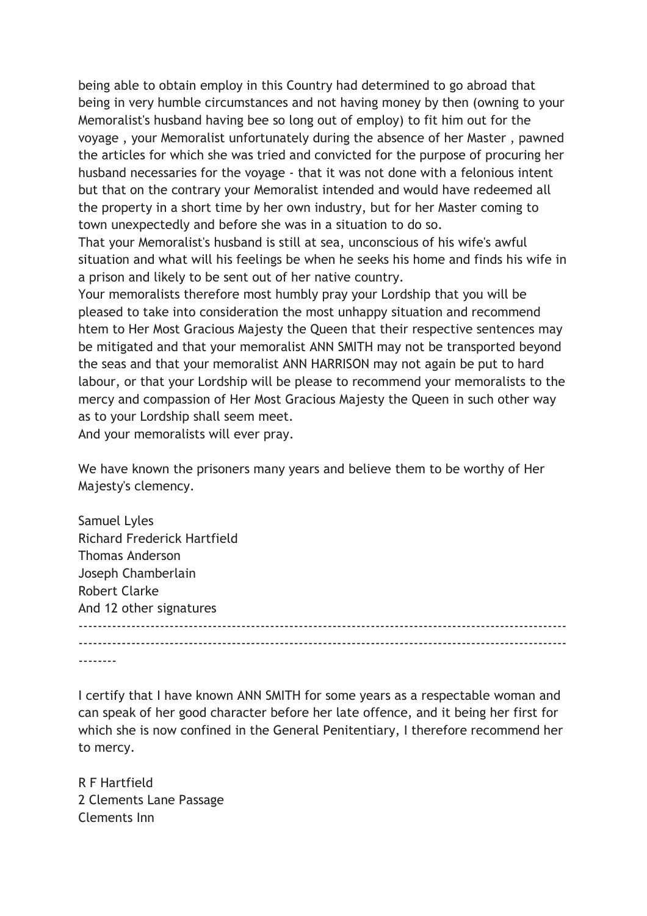being able to obtain employ in this Country had determined to go abroad that being in very humble circumstances and not having money by then (owning to your Memoralist's husband having bee so long out of employ) to fit him out for the voyage , your Memoralist unfortunately during the absence of her Master , pawned the articles for which she was tried and convicted for the purpose of procuring her husband necessaries for the voyage - that it was not done with a felonious intent but that on the contrary your Memoralist intended and would have redeemed all the property in a short time by her own industry, but for her Master coming to town unexpectedly and before she was in a situation to do so.
That your Memoralist's husband is still at sea, unconscious of his wife's awful situation and what will his feelings be when he seeks his home and finds his wife in a prison and likely to be sent out of her native country.
Your memoralists therefore most humbly pray your Lordship that you will be pleased to take into consideration the most unhappy situation and recommend htem to Her Most Gracious Majesty the Queen that their respective sentences may be mitigated and that your memoralist ANN SMITH may not be transported beyond the seas and that your memoralist ANN HARRISON may not again be put to hard labour, or that your Lordship will be please to recommend your memoralists to the mercy and compassion of Her Most Gracious Majesty the Queen in such other way as to your Lordship shall seem meet.
And your memoralists will ever pray.

We have known the prisoners many years and believe them to be worthy of Her Majesty's clemency.

Samuel Lyles
Richard Frederick Hartfield
Thomas Anderson
Joseph Chamberlain
Robert Clarke
And 12 other signatures

---

I certify that I have known ANN SMITH for some years as a respectable woman and can speak of her good character before her late offence, and it being her first for which she is now confined in the General Penitentiary, I therefore recommend her to mercy.

R F Hartfield
2 Clements Lane Passage
Clements Inn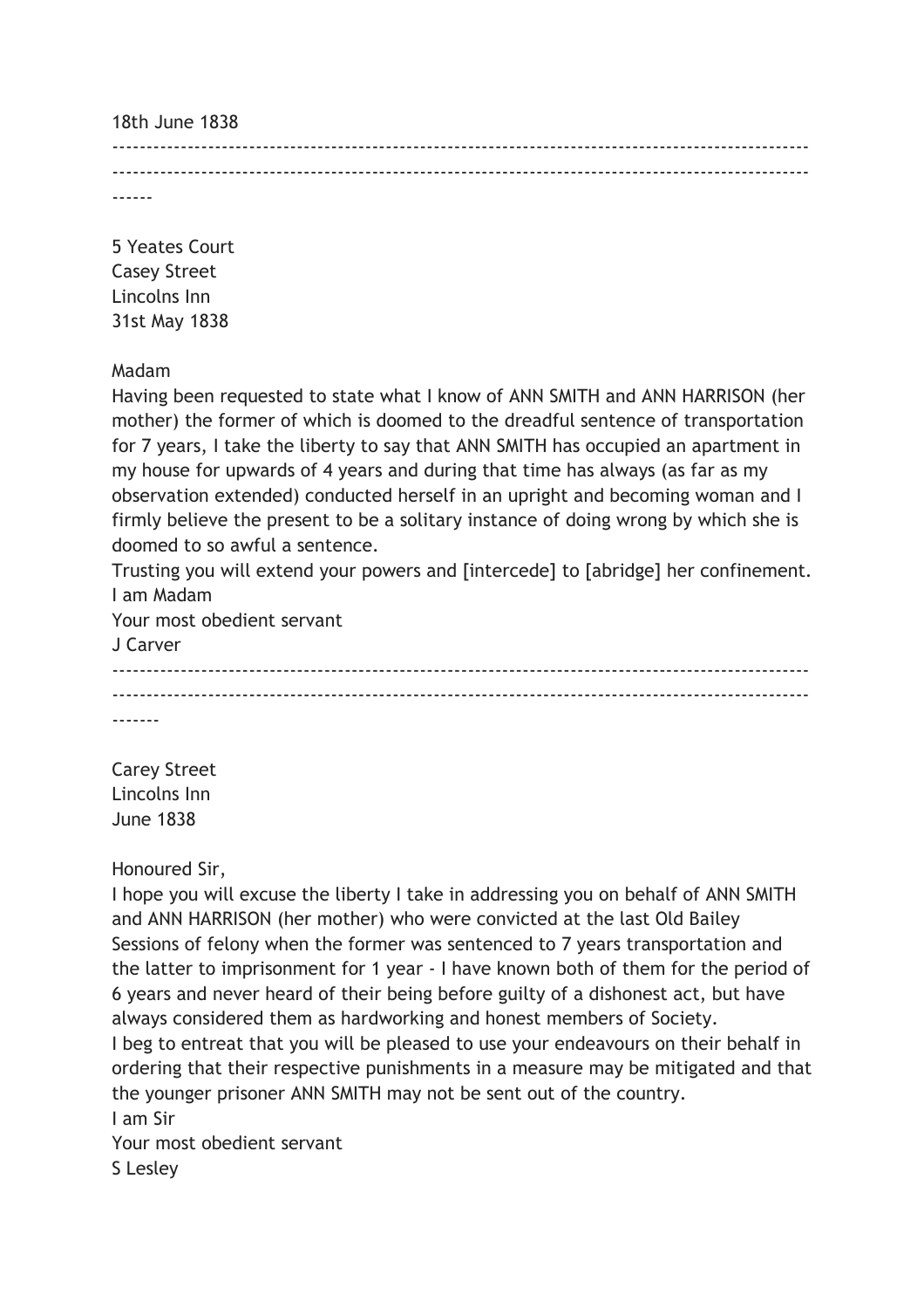18th June 1838

---

5 Yeates Court
Casey Street
Lincolns Inn
31st May 1838

Madam

Having been requested to state what I know of ANN SMITH and ANN HARRISON (her mother) the former of which is doomed to the dreadful sentence of transportation for 7 years, I take the liberty to say that ANN SMITH has occupied an apartment in my house for upwards of 4 years and during that time has always (as far as my observation extended) conducted herself in an upright and becoming woman and I firmly believe the present to be a solitary instance of doing wrong by which she is doomed to so awful a sentence.

Trusting you will extend your powers and [intercede] to [abridge] her confinement.

I am Madam
Your most obedient servant
J Carver

---

Carey Street
Lincolns Inn
June 1838

Honoured Sir,

I hope you will excuse the liberty I take in addressing you on behalf of ANN SMITH and ANN HARRISON (her mother) who were convicted at the last Old Bailey Sessions of felony when the former was sentenced to 7 years transportation and the latter to imprisonment for 1 year - I have known both of them for the period of 6 years and never heard of their being before guilty of a dishonest act, but have always considered them as hardworking and honest members of Society.

I beg to entreat that you will be pleased to use your endeavours on their behalf in ordering that their respective punishments in a measure may be mitigated and that the younger prisoner ANN SMITH may not be sent out of the country.

I am Sir
Your most obedient servant
S Lesley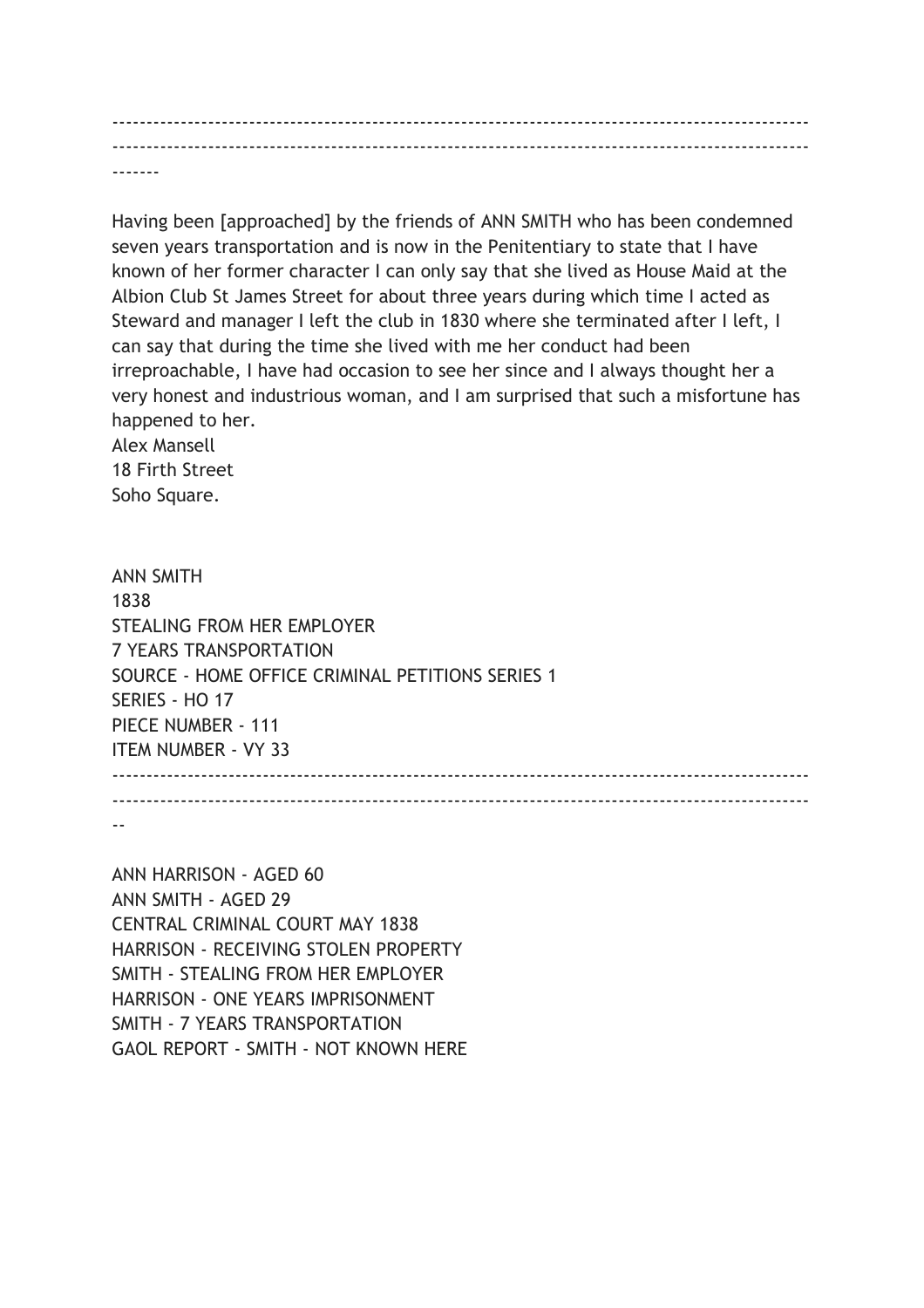-----------------------------------------------------------------------------------------------------------------------------------------------------------------------------------------------------------------------

Having been [approached] by the friends of ANN SMITH who has been condemned seven years transportation and is now in the Penitentiary to state that I have known of her former character I can only say that she lived as House Maid at the Albion Club St James Street for about three years during which time I acted as Steward and manager I left the club in 1830 where she terminated after I left, I can say that during the time she lived with me her conduct had been irreproachable, I have had occasion to see her since and I always thought her a very honest and industrious woman, and I am surprised that such a misfortune has happened to her.

Alex Mansell
18 Firth Street
Soho Square.

ANN SMITH
1838
STEALING FROM HER EMPLOYER
7 YEARS TRANSPORTATION
SOURCE - HOME OFFICE CRIMINAL PETITIONS SERIES 1
SERIES - HO 17
PIECE NUMBER - 111
ITEM NUMBER - VY 33

-------------------------------------------------------------------------------------------------------------------------------------------------------------------------------------------------------------------

ANN HARRISON - AGED 60
ANN SMITH - AGED 29
CENTRAL CRIMINAL COURT MAY 1838
HARRISON - RECEIVING STOLEN PROPERTY
SMITH - STEALING FROM HER EMPLOYER
HARRISON - ONE YEARS IMPRISONMENT
SMITH - 7 YEARS TRANSPORTATION
GAOL REPORT - SMITH - NOT KNOWN HERE